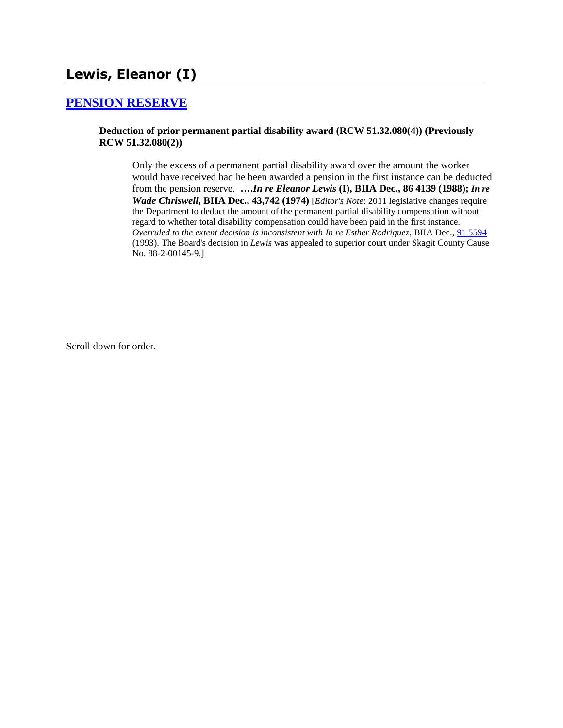# Lewis, Eleanor (I)

## [PENSION RESERVE]

**Deduction of prior permanent partial disability award (RCW 51.32.080(4)) (Previously RCW 51.32.080(2))**

> Only the excess of a permanent partial disability award over the amount the worker would have received had he been awarded a pension in the first instance can be deducted from the pension reserve. ***….In re Eleanor Lewis* (I), BIIA Dec., 86 4139 (1988); *In re Wade Chriswell*, BIIA Dec., 43,742 (1974)** [*Editor's Note*: 2011 legislative changes require the Department to deduct the amount of the permanent partial disability compensation without regard to whether total disability compensation could have been paid in the first instance. *Overruled to the extent decision is inconsistent with In re Esther Rodriguez*, BIIA Dec., 91 5594 (1993). The Board's decision in *Lewis* was appealed to superior court under Skagit County Cause No. 88-2-00145-9.]

Scroll down for order.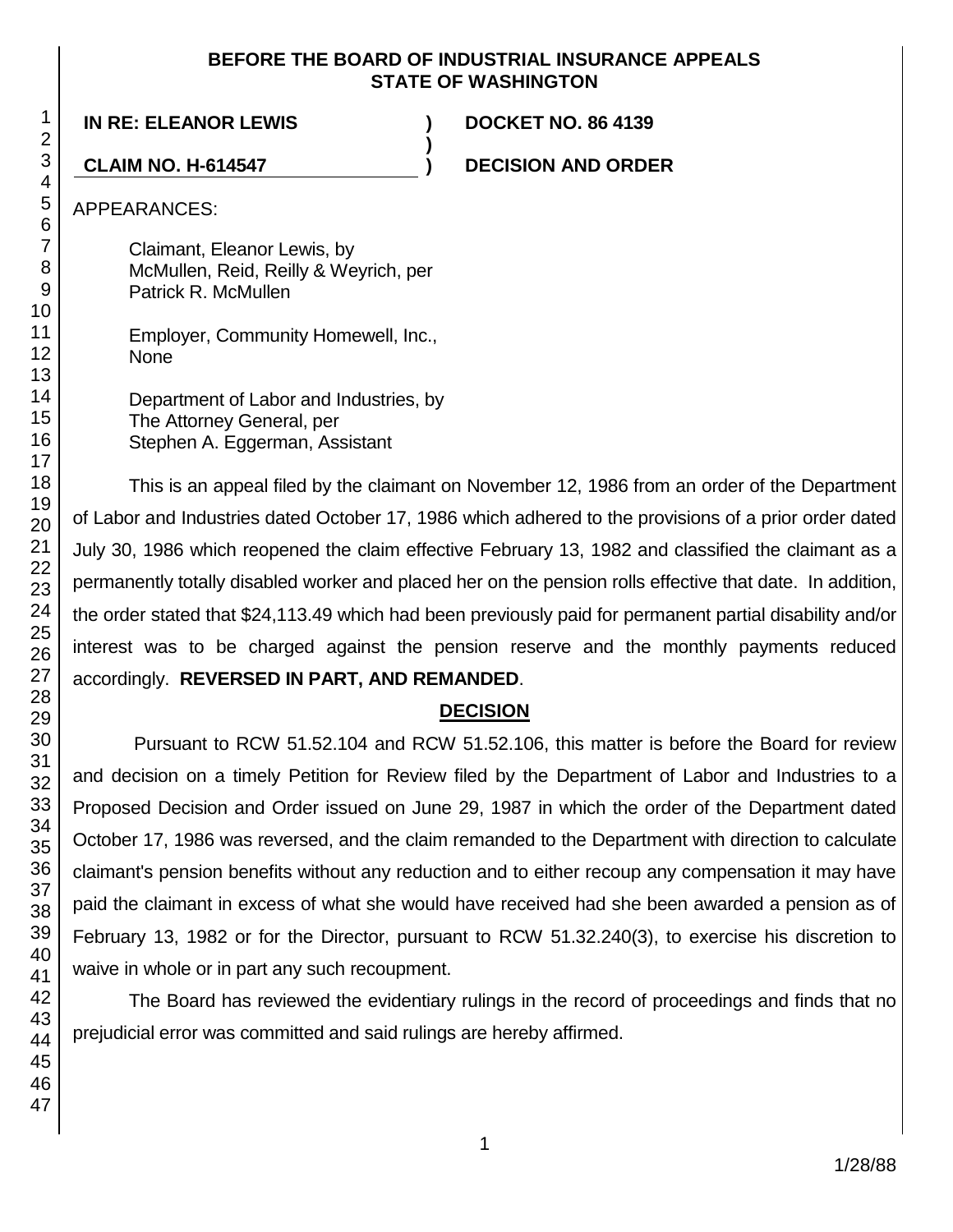**BEFORE THE BOARD OF INDUSTRIAL INSURANCE APPEALS**
**STATE OF WASHINGTON**

| | | |
|---|---|---|
| **IN RE: ELEANOR LEWIS** | **)** | **DOCKET NO. 86 4139** |
| | **)** | |
| **CLAIM NO. H-614547** | **)** | **DECISION AND ORDER** |

APPEARANCES:

Claimant, Eleanor Lewis, by
McMullen, Reid, Reilly & Weyrich, per
Patrick R. McMullen

Employer, Community Homewell, Inc.,
None

Department of Labor and Industries, by
The Attorney General, per
Stephen A. Eggerman, Assistant

This is an appeal filed by the claimant on November 12, 1986 from an order of the Department of Labor and Industries dated October 17, 1986 which adhered to the provisions of a prior order dated July 30, 1986 which reopened the claim effective February 13, 1982 and classified the claimant as a permanently totally disabled worker and placed her on the pension rolls effective that date. In addition, the order stated that $24,113.49 which had been previously paid for permanent partial disability and/or interest was to be charged against the pension reserve and the monthly payments reduced accordingly. **REVERSED IN PART, AND REMANDED**.

## DECISION

Pursuant to RCW 51.52.104 and RCW 51.52.106, this matter is before the Board for review and decision on a timely Petition for Review filed by the Department of Labor and Industries to a Proposed Decision and Order issued on June 29, 1987 in which the order of the Department dated October 17, 1986 was reversed, and the claim remanded to the Department with direction to calculate claimant's pension benefits without any reduction and to either recoup any compensation it may have paid the claimant in excess of what she would have received had she been awarded a pension as of February 13, 1982 or for the Director, pursuant to RCW 51.32.240(3), to exercise his discretion to waive in whole or in part any such recoupment.

The Board has reviewed the evidentiary rulings in the record of proceedings and finds that no prejudicial error was committed and said rulings are hereby affirmed.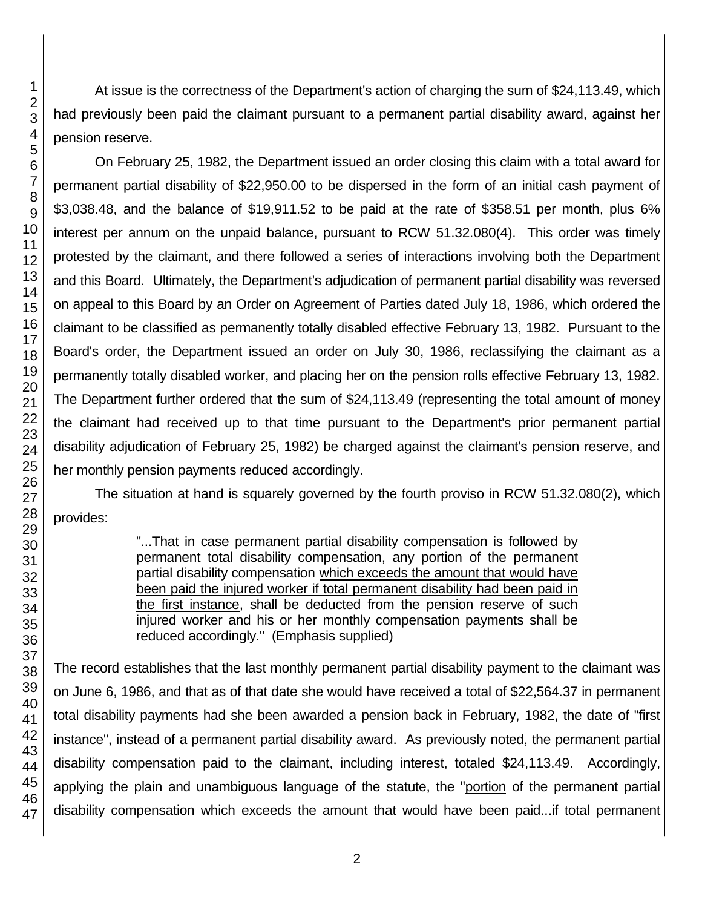At issue is the correctness of the Department's action of charging the sum of $24,113.49, which had previously been paid the claimant pursuant to a permanent partial disability award, against her pension reserve.

On February 25, 1982, the Department issued an order closing this claim with a total award for permanent partial disability of $22,950.00 to be dispersed in the form of an initial cash payment of $3,038.48, and the balance of $19,911.52 to be paid at the rate of $358.51 per month, plus 6% interest per annum on the unpaid balance, pursuant to RCW 51.32.080(4). This order was timely protested by the claimant, and there followed a series of interactions involving both the Department and this Board. Ultimately, the Department's adjudication of permanent partial disability was reversed on appeal to this Board by an Order on Agreement of Parties dated July 18, 1986, which ordered the claimant to be classified as permanently totally disabled effective February 13, 1982. Pursuant to the Board's order, the Department issued an order on July 30, 1986, reclassifying the claimant as a permanently totally disabled worker, and placing her on the pension rolls effective February 13, 1982. The Department further ordered that the sum of $24,113.49 (representing the total amount of money the claimant had received up to that time pursuant to the Department's prior permanent partial disability adjudication of February 25, 1982) be charged against the claimant's pension reserve, and her monthly pension payments reduced accordingly.

The situation at hand is squarely governed by the fourth proviso in RCW 51.32.080(2), which provides:

> "...That in case permanent partial disability compensation is followed by permanent total disability compensation, <u>any portion</u> of the permanent partial disability compensation <u>which exceeds the amount that would have been paid the injured worker if total permanent disability had been paid in the first instance</u>, shall be deducted from the pension reserve of such injured worker and his or her monthly compensation payments shall be reduced accordingly." (Emphasis supplied)

The record establishes that the last monthly permanent partial disability payment to the claimant was on June 6, 1986, and that as of that date she would have received a total of $22,564.37 in permanent total disability payments had she been awarded a pension back in February, 1982, the date of "first instance", instead of a permanent partial disability award. As previously noted, the permanent partial disability compensation paid to the claimant, including interest, totaled $24,113.49. Accordingly, applying the plain and unambiguous language of the statute, the "<u>portion</u> of the permanent partial disability compensation which exceeds the amount that would have been paid...if total permanent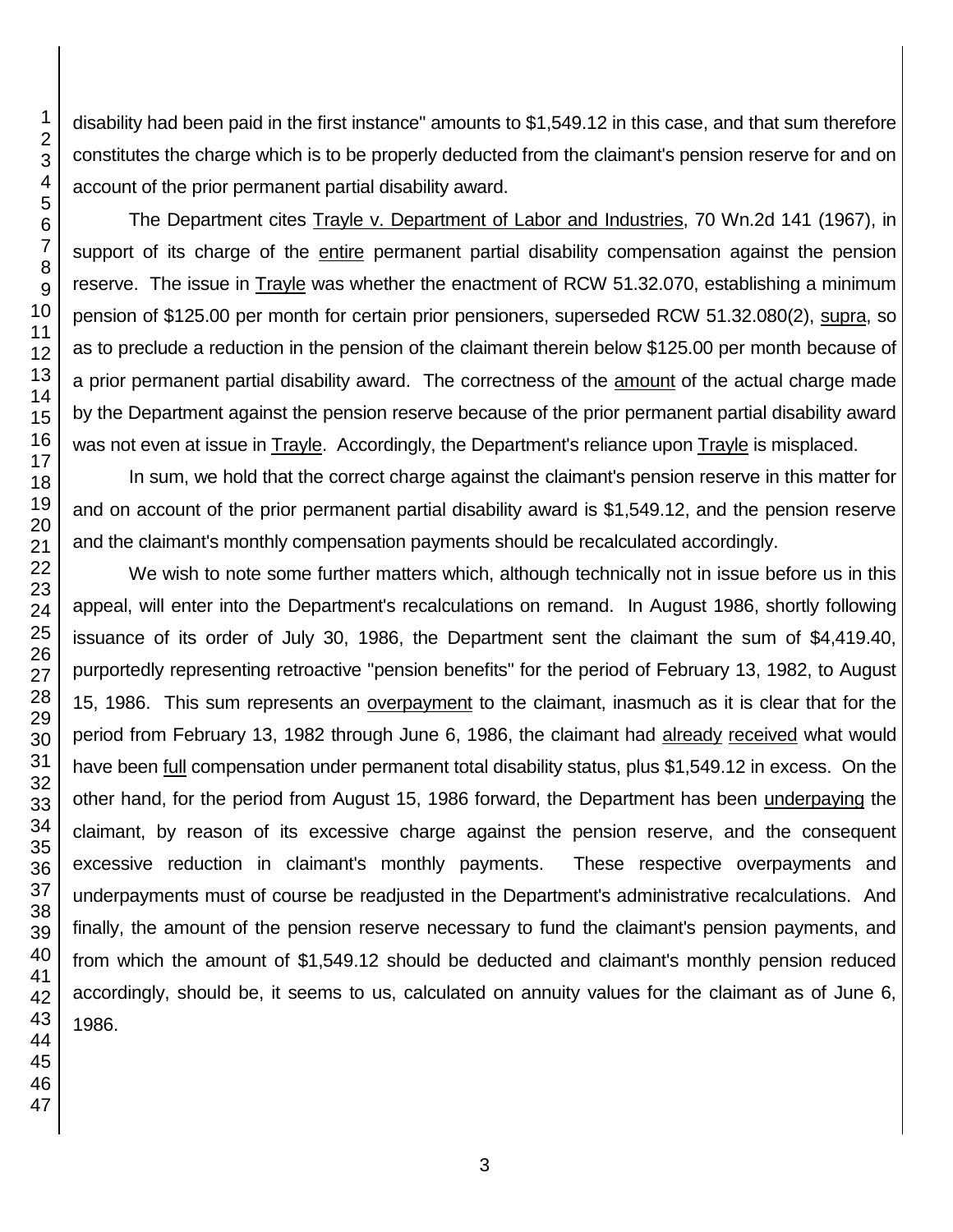disability had been paid in the first instance" amounts to $1,549.12 in this case, and that sum therefore constitutes the charge which is to be properly deducted from the claimant's pension reserve for and on account of the prior permanent partial disability award.

The Department cites Trayle v. Department of Labor and Industries, 70 Wn.2d 141 (1967), in support of its charge of the entire permanent partial disability compensation against the pension reserve. The issue in Trayle was whether the enactment of RCW 51.32.070, establishing a minimum pension of $125.00 per month for certain prior pensioners, superseded RCW 51.32.080(2), supra, so as to preclude a reduction in the pension of the claimant therein below $125.00 per month because of a prior permanent partial disability award. The correctness of the amount of the actual charge made by the Department against the pension reserve because of the prior permanent partial disability award was not even at issue in Trayle. Accordingly, the Department's reliance upon Trayle is misplaced.

In sum, we hold that the correct charge against the claimant's pension reserve in this matter for and on account of the prior permanent partial disability award is $1,549.12, and the pension reserve and the claimant's monthly compensation payments should be recalculated accordingly.

We wish to note some further matters which, although technically not in issue before us in this appeal, will enter into the Department's recalculations on remand. In August 1986, shortly following issuance of its order of July 30, 1986, the Department sent the claimant the sum of $4,419.40, purportedly representing retroactive "pension benefits" for the period of February 13, 1982, to August 15, 1986. This sum represents an overpayment to the claimant, inasmuch as it is clear that for the period from February 13, 1982 through June 6, 1986, the claimant had already received what would have been full compensation under permanent total disability status, plus $1,549.12 in excess. On the other hand, for the period from August 15, 1986 forward, the Department has been underpaying the claimant, by reason of its excessive charge against the pension reserve, and the consequent excessive reduction in claimant's monthly payments. These respective overpayments and underpayments must of course be readjusted in the Department's administrative recalculations. And finally, the amount of the pension reserve necessary to fund the claimant's pension payments, and from which the amount of $1,549.12 should be deducted and claimant's monthly pension reduced accordingly, should be, it seems to us, calculated on annuity values for the claimant as of June 6, 1986.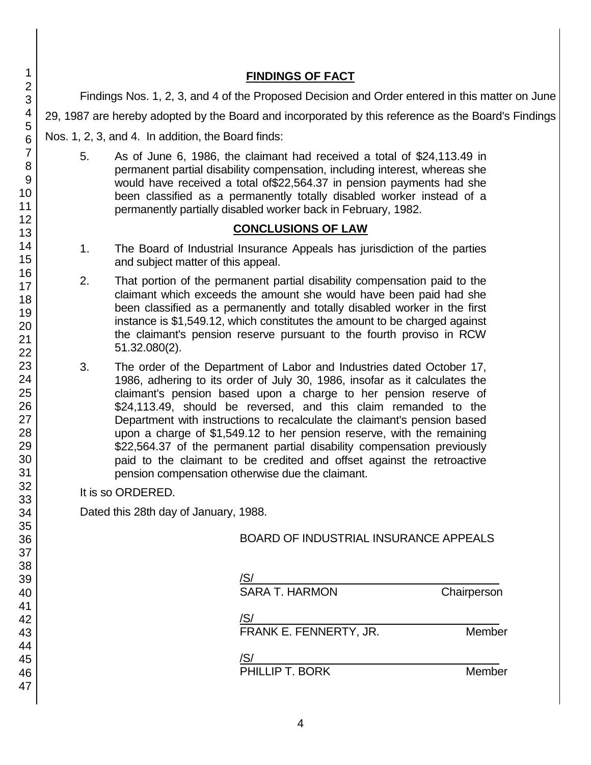## FINDINGS OF FACT

Findings Nos. 1, 2, 3, and 4 of the Proposed Decision and Order entered in this matter on June 29, 1987 are hereby adopted by the Board and incorporated by this reference as the Board's Findings Nos. 1, 2, 3, and 4. In addition, the Board finds:

5. As of June 6, 1986, the claimant had received a total of $24,113.49 in permanent partial disability compensation, including interest, whereas she would have received a total of$22,564.37 in pension payments had she been classified as a permanently totally disabled worker instead of a permanently partially disabled worker back in February, 1982.

## CONCLUSIONS OF LAW

1. The Board of Industrial Insurance Appeals has jurisdiction of the parties and subject matter of this appeal.

2. That portion of the permanent partial disability compensation paid to the claimant which exceeds the amount she would have been paid had she been classified as a permanently and totally disabled worker in the first instance is $1,549.12, which constitutes the amount to be charged against the claimant's pension reserve pursuant to the fourth proviso in RCW 51.32.080(2).

3. The order of the Department of Labor and Industries dated October 17, 1986, adhering to its order of July 30, 1986, insofar as it calculates the claimant's pension based upon a charge to her pension reserve of $24,113.49, should be reversed, and this claim remanded to the Department with instructions to recalculate the claimant's pension based upon a charge of $1,549.12 to her pension reserve, with the remaining $22,564.37 of the permanent partial disability compensation previously paid to the claimant to be credited and offset against the retroactive pension compensation otherwise due the claimant.

It is so ORDERED.

Dated this 28th day of January, 1988.

BOARD OF INDUSTRIAL INSURANCE APPEALS

/S/
SARA T. HARMON Chairperson

/S/
FRANK E. FENNERTY, JR. Member

/S/
PHILLIP T. BORK Member